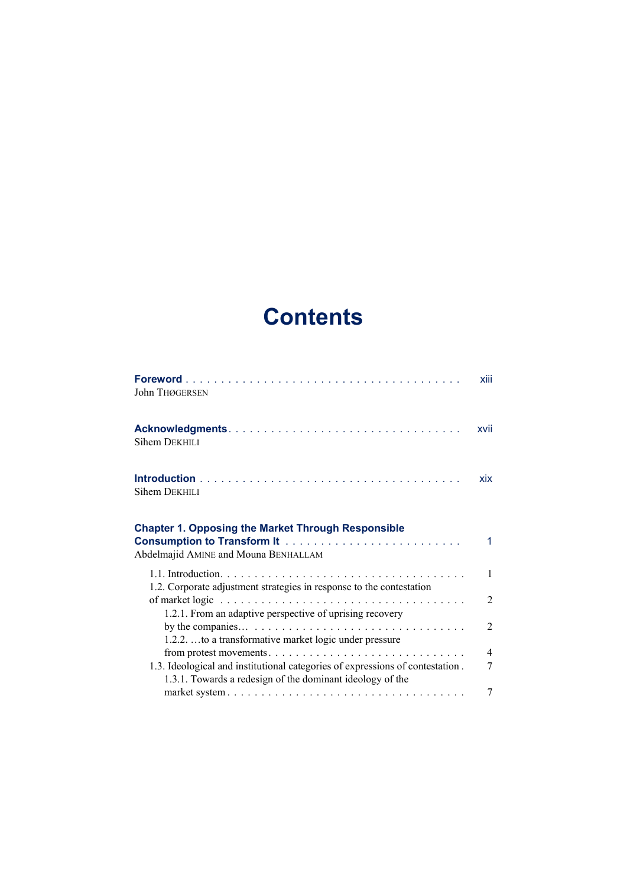# Contents

**Foreword** . . . . . . . . . . . . . . . . . . . . . . . . . . . . . . . . . . . . . . . xiii
John THØGERSEN

**Acknowledgments** . . . . . . . . . . . . . . . . . . . . . . . . . . . . . . . . . xvii
Sihem DEKHILI

**Introduction** . . . . . . . . . . . . . . . . . . . . . . . . . . . . . . . . . . . . . xix
Sihem DEKHILI

**Chapter 1. Opposing the Market Through Responsible Consumption to Transform It** . . . . . . . . . . . . . . . . . . . . . . . . . 1
Abdelmajid AMINE and Mouna BENHALLAM

1.1. Introduction . . . . . . . . . . . . . . . . . . . . . . . . . . . . . . . . . . . . . 1
1.2. Corporate adjustment strategies in response to the contestation of market logic . . . . . . . . . . . . . . . . . . . . . . . . . . . . . . . . . . . . . 2
1.2.1. From an adaptive perspective of uprising recovery by the companies… . . . . . . . . . . . . . . . . . . . . . . . . . . . . . . . . 2
1.2.2. …to a transformative market logic under pressure from protest movements . . . . . . . . . . . . . . . . . . . . . . . . . . . . 4
1.3. Ideological and institutional categories of expressions of contestation . 7
1.3.1. Towards a redesign of the dominant ideology of the market system . . . . . . . . . . . . . . . . . . . . . . . . . . . . . . . . . . . . 7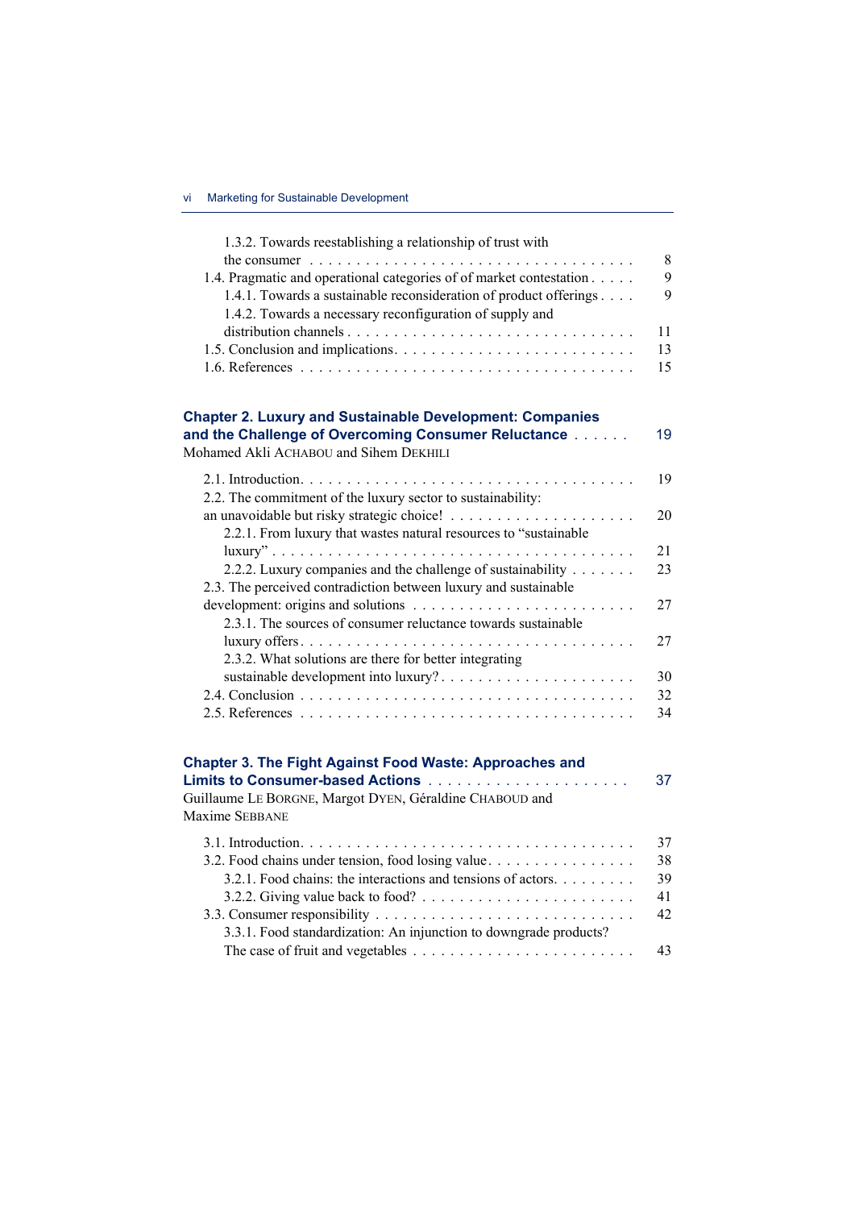1.3.2. Towards reestablishing a relationship of trust with the consumer . . . . . . . . . . 8
1.4. Pragmatic and operational categories of of market contestation . . . . . 9
1.4.1. Towards a sustainable reconsideration of product offerings . . . . 9
1.4.2. Towards a necessary reconfiguration of supply and distribution channels . . . . . . . . . . 11
1.5. Conclusion and implications . . . . . . . . . . 13
1.6. References . . . . . . . . . . 15

**Chapter 2. Luxury and Sustainable Development: Companies and the Challenge of Overcoming Consumer Reluctance** . . . . . . 19
Mohamed Akli ACHABOU and Sihem DEKHILI

2.1. Introduction . . . . . . . . . . 19
2.2. The commitment of the luxury sector to sustainability: an unavoidable but risky strategic choice! . . . . . . . . . . 20
2.2.1. From luxury that wastes natural resources to “sustainable luxury” . . . . . . . . . . 21
2.2.2. Luxury companies and the challenge of sustainability . . . . . . . 23
2.3. The perceived contradiction between luxury and sustainable development: origins and solutions . . . . . . . . . . 27
2.3.1. The sources of consumer reluctance towards sustainable luxury offers . . . . . . . . . . 27
2.3.2. What solutions are there for better integrating sustainable development into luxury? . . . . . . . . . . 30
2.4. Conclusion . . . . . . . . . . 32
2.5. References . . . . . . . . . . 34

**Chapter 3. The Fight Against Food Waste: Approaches and Limits to Consumer-based Actions** . . . . . . . . . . 37
Guillaume LE BORGNE, Margot DYEN, Géraldine CHABOUD and Maxime SEBBANE

3.1. Introduction . . . . . . . . . . 37
3.2. Food chains under tension, food losing value . . . . . . . . . . 38
3.2.1. Food chains: the interactions and tensions of actors . . . . . . . . 39
3.2.2. Giving value back to food? . . . . . . . . . . 41
3.3. Consumer responsibility . . . . . . . . . . 42
3.3.1. Food standardization: An injunction to downgrade products? The case of fruit and vegetables . . . . . . . . . . 43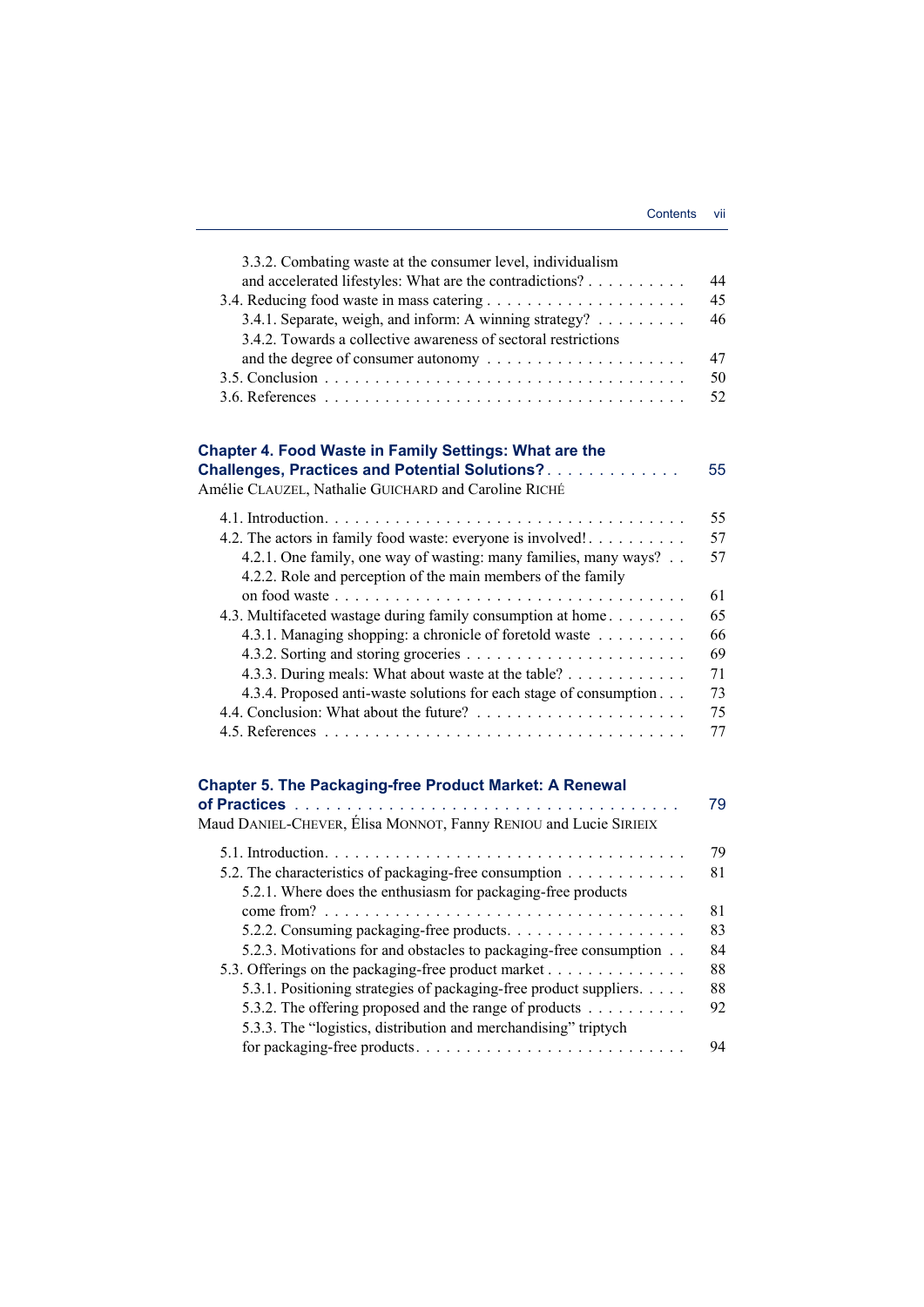3.3.2. Combating waste at the consumer level, individualism and accelerated lifestyles: What are the contradictions? . . . . . . . . . . 44
3.4. Reducing food waste in mass catering . . . . . . . . . . . . . . . . . . . . 45
3.4.1. Separate, weigh, and inform: A winning strategy? . . . . . . . . . 46
3.4.2. Towards a collective awareness of sectoral restrictions and the degree of consumer autonomy . . . . . . . . . . . . . . . . . . . . 47
3.5. Conclusion . . . . . . . . . . . . . . . . . . . . . . . . . . . . . . . . . . 50
3.6. References . . . . . . . . . . . . . . . . . . . . . . . . . . . . . . . . . . 52

**Chapter 4. Food Waste in Family Settings: What are the Challenges, Practices and Potential Solutions?** . . . . . . . . . . . . . 55
Amélie CLAUZEL, Nathalie GUICHARD and Caroline RICHÉ

4.1. Introduction. . . . . . . . . . . . . . . . . . . . . . . . . . . . . . . . . . 55
4.2. The actors in family food waste: everyone is involved! . . . . . . . . . . 57
4.2.1. One family, one way of wasting: many families, many ways? . . 57
4.2.2. Role and perception of the main members of the family on food waste . . . . . . . . . . . . . . . . . . . . . . . . . . . . . . . . . 61
4.3. Multifaceted wastage during family consumption at home . . . . . . . . 65
4.3.1. Managing shopping: a chronicle of foretold waste . . . . . . . . . 66
4.3.2. Sorting and storing groceries . . . . . . . . . . . . . . . . . . . . . . 69
4.3.3. During meals: What about waste at the table? . . . . . . . . . . . . 71
4.3.4. Proposed anti-waste solutions for each stage of consumption . . . 73
4.4. Conclusion: What about the future? . . . . . . . . . . . . . . . . . . . . 75
4.5. References . . . . . . . . . . . . . . . . . . . . . . . . . . . . . . . . . . 77

**Chapter 5. The Packaging-free Product Market: A Renewal of Practices** . . . . . . . . . . . . . . . . . . . . . . . . . . . . . . . . . . 79
Maud DANIEL-CHEVER, Élisa MONNOT, Fanny RENIOU and Lucie SIRIEIX

5.1. Introduction. . . . . . . . . . . . . . . . . . . . . . . . . . . . . . . . . . 79
5.2. The characteristics of packaging-free consumption . . . . . . . . . . . 81
5.2.1. Where does the enthusiasm for packaging-free products come from? . . . . . . . . . . . . . . . . . . . . . . . . . . . . . . . . . . 81
5.2.2. Consuming packaging-free products. . . . . . . . . . . . . . . . . . 83
5.2.3. Motivations for and obstacles to packaging-free consumption . . 84
5.3. Offerings on the packaging-free product market . . . . . . . . . . . . . 88
5.3.1. Positioning strategies of packaging-free product suppliers. . . . . 88
5.3.2. The offering proposed and the range of products . . . . . . . . . . 92
5.3.3. The "logistics, distribution and merchandising" triptych for packaging-free products. . . . . . . . . . . . . . . . . . . . . . . . . . 94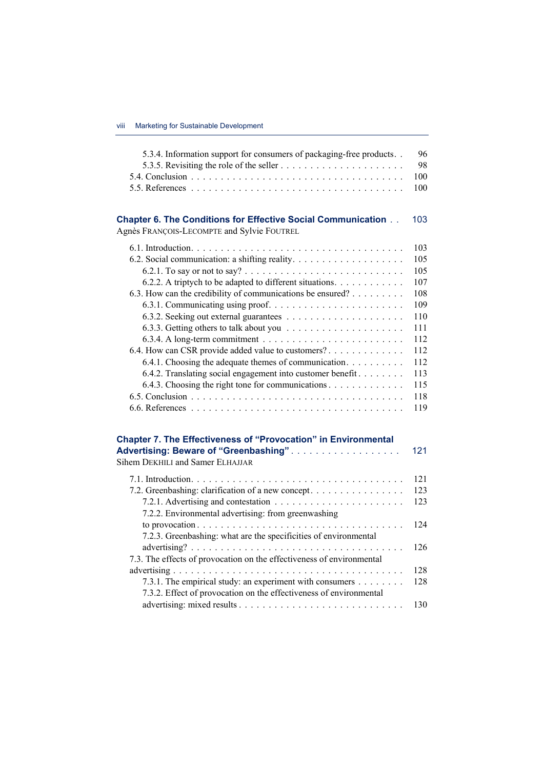5.3.4. Information support for consumers of packaging-free products . . 96
5.3.5. Revisiting the role of the seller . . . . . . . . . . . . . . . . . . . . . 98
5.4. Conclusion . . . . . . . . . . . . . . . . . . . . . . . . . . . . . . . . . . 100
5.5. References . . . . . . . . . . . . . . . . . . . . . . . . . . . . . . . . . . 100

**Chapter 6. The Conditions for Effective Social Communication** . . 103
Agnès FRANÇOIS-LECOMPTE and Sylvie FOUTREL

6.1. Introduction. . . . . . . . . . . . . . . . . . . . . . . . . . . . . . . . . . 103
6.2. Social communication: a shifting reality. . . . . . . . . . . . . . . . . . . 105
6.2.1. To say or not to say? . . . . . . . . . . . . . . . . . . . . . . . . . 105
6.2.2. A triptych to be adapted to different situations. . . . . . . . . . . . 107
6.3. How can the credibility of communications be ensured? . . . . . . . . . 108
6.3.1. Communicating using proof. . . . . . . . . . . . . . . . . . . . . . . 109
6.3.2. Seeking out external guarantees . . . . . . . . . . . . . . . . . . . . 110
6.3.3. Getting others to talk about you . . . . . . . . . . . . . . . . . . . . 111
6.3.4. A long-term commitment . . . . . . . . . . . . . . . . . . . . . . . . 112
6.4. How can CSR provide added value to customers? . . . . . . . . . . . . . 112
6.4.1. Choosing the adequate themes of communication. . . . . . . . . . . 112
6.4.2. Translating social engagement into customer benefit . . . . . . . . 113
6.4.3. Choosing the right tone for communications . . . . . . . . . . . . . 115
6.5. Conclusion . . . . . . . . . . . . . . . . . . . . . . . . . . . . . . . . . . 118
6.6. References . . . . . . . . . . . . . . . . . . . . . . . . . . . . . . . . . . 119

**Chapter 7. The Effectiveness of "Provocation" in Environmental Advertising: Beware of "Greenbashing"** . . . . . . . . . . . . . . . . . . 121
Sihem DEKHILI and Samer ELHAJJAR

7.1. Introduction. . . . . . . . . . . . . . . . . . . . . . . . . . . . . . . . . . 121
7.2. Greenbashing: clarification of a new concept. . . . . . . . . . . . . . . . 123
7.2.1. Advertising and contestation . . . . . . . . . . . . . . . . . . . . . . 123
7.2.2. Environmental advertising: from greenwashing to provocation . . . . . . . . . . . . . . . . . . . . . . . . . . . . . . . . . 124
7.2.3. Greenbashing: what are the specificities of environmental advertising? . . . . . . . . . . . . . . . . . . . . . . . . . . . . . . . . . . 126
7.3. The effects of provocation on the effectiveness of environmental advertising . . . . . . . . . . . . . . . . . . . . . . . . . . . . . . . . . . . . 128
7.3.1. The empirical study: an experiment with consumers . . . . . . . . 128
7.3.2. Effect of provocation on the effectiveness of environmental advertising: mixed results . . . . . . . . . . . . . . . . . . . . . . . . . . 130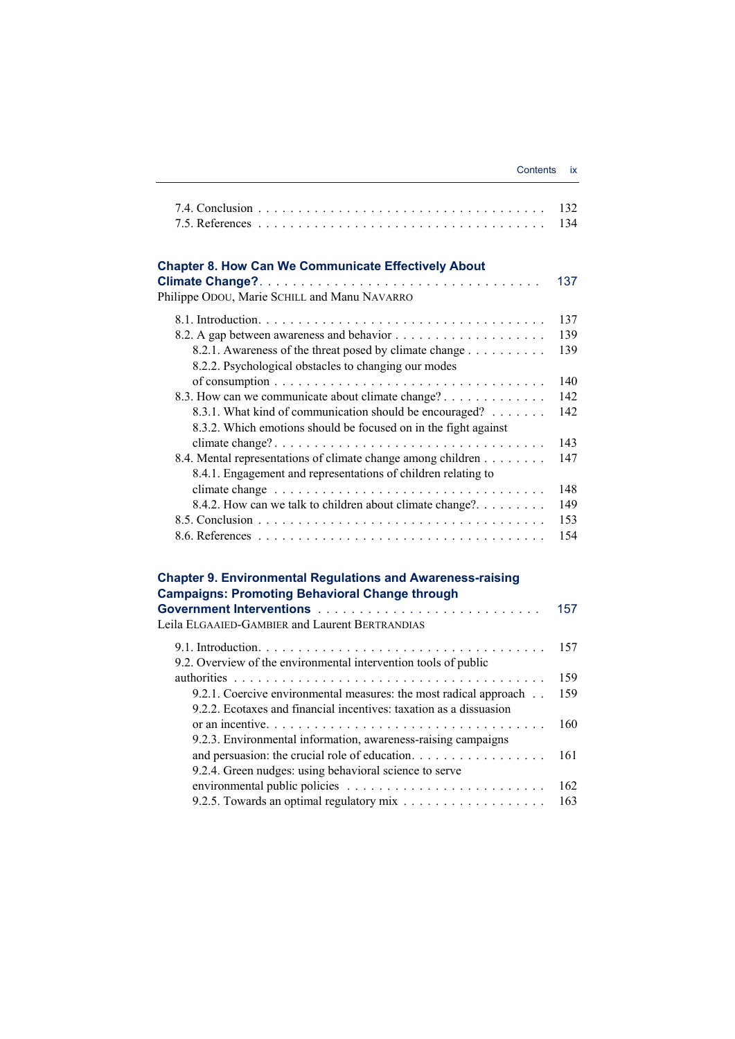7.4. Conclusion . . . . . . . . . . . . . . . . . . . . . . . . . . . . . . . . . . 132
7.5. References . . . . . . . . . . . . . . . . . . . . . . . . . . . . . . . . . . 134

**Chapter 8. How Can We Communicate Effectively About Climate Change?** . . . . . . . . . . . . . . . . . . . . . . . . . . . . . . . . 137
Philippe ODOU, Marie SCHILL and Manu NAVARRO

8.1. Introduction. . . . . . . . . . . . . . . . . . . . . . . . . . . . . . . . . . . 137
8.2. A gap between awareness and behavior . . . . . . . . . . . . . . . . . . . 139
8.2.1. Awareness of the threat posed by climate change . . . . . . . . . 139
8.2.2. Psychological obstacles to changing our modes of consumption . . . . . . . . . . . . . . . . . . . . . . . . . . . . . . . . 140
8.3. How can we communicate about climate change? . . . . . . . . . . . . . 142
8.3.1. What kind of communication should be encouraged? . . . . . . . 142
8.3.2. Which emotions should be focused on in the fight against climate change? . . . . . . . . . . . . . . . . . . . . . . . . . . . . . . . . 143
8.4. Mental representations of climate change among children . . . . . . . . 147
8.4.1. Engagement and representations of children relating to climate change . . . . . . . . . . . . . . . . . . . . . . . . . . . . . . . . 148
8.4.2. How can we talk to children about climate change?. . . . . . . . . 149
8.5. Conclusion . . . . . . . . . . . . . . . . . . . . . . . . . . . . . . . . . . 153
8.6. References . . . . . . . . . . . . . . . . . . . . . . . . . . . . . . . . . . 154

**Chapter 9. Environmental Regulations and Awareness-raising Campaigns: Promoting Behavioral Change through Government Interventions** . . . . . . . . . . . . . . . . . . . . . . . . . . 157
Leila ELGAAIED-GAMBIER and Laurent BERTRANDIAS

9.1. Introduction. . . . . . . . . . . . . . . . . . . . . . . . . . . . . . . . . . 157
9.2. Overview of the environmental intervention tools of public authorities . . . . . . . . . . . . . . . . . . . . . . . . . . . . . . . . . . . . . 159
9.2.1. Coercive environmental measures: the most radical approach . . 159
9.2.2. Ecotaxes and financial incentives: taxation as a dissuasion or an incentive. . . . . . . . . . . . . . . . . . . . . . . . . . . . . . . . . 160
9.2.3. Environmental information, awareness-raising campaigns and persuasion: the crucial role of education. . . . . . . . . . . . . . . . 161
9.2.4. Green nudges: using behavioral science to serve environmental public policies . . . . . . . . . . . . . . . . . . . . . . . . 162
9.2.5. Towards an optimal regulatory mix . . . . . . . . . . . . . . . . . . 163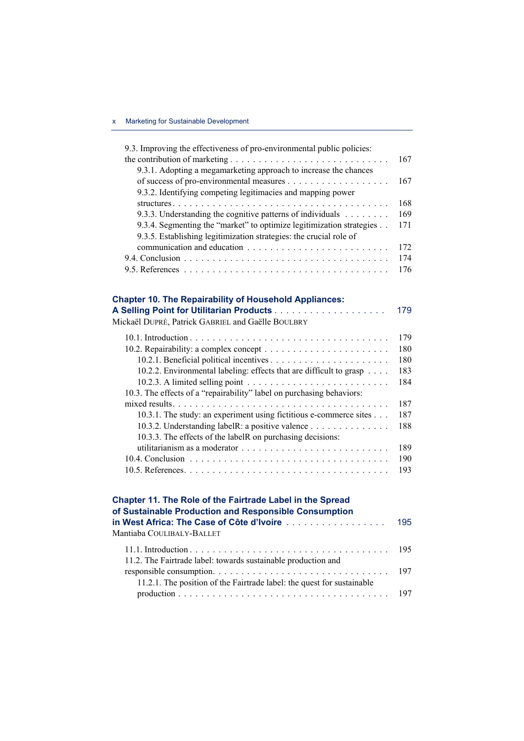9.3. Improving the effectiveness of pro-environmental public policies: the contribution of marketing . . . . . . . . . . . . . . . . . . . . . . . . . . . . 167

9.3.1. Adopting a megamarketing approach to increase the chances of success of pro-environmental measures . . . . . . . . . . . . . . . . . . 167

9.3.2. Identifying competing legitimacies and mapping power structures . . . . . . . . . . . . . . . . . . . . . . . . . . . . . . . . . . . . . 168

9.3.3. Understanding the cognitive patterns of individuals . . . . . . . . 169

9.3.4. Segmenting the "market" to optimize legitimization strategies . . 171

9.3.5. Establishing legitimization strategies: the crucial role of communication and education . . . . . . . . . . . . . . . . . . . . . . . . . 172

9.4. Conclusion . . . . . . . . . . . . . . . . . . . . . . . . . . . . . . . . . . 174

9.5. References . . . . . . . . . . . . . . . . . . . . . . . . . . . . . . . . . 176

## Chapter 10. The Repairability of Household Appliances: A Selling Point for Utilitarian Products . . . . . . . . . . . . . . . . . . . 179

Mickaël DUPRÉ, Patrick GABRIEL and Gaëlle BOULBRY

10.1. Introduction . . . . . . . . . . . . . . . . . . . . . . . . . . . . . . . . . 179

10.2. Repairability: a complex concept . . . . . . . . . . . . . . . . . . . . . 180

10.2.1. Beneficial political incentives . . . . . . . . . . . . . . . . . . . . . 180

10.2.2. Environmental labeling: effects that are difficult to grasp . . . . 183

10.2.3. A limited selling point . . . . . . . . . . . . . . . . . . . . . . . . . 184

10.3. The effects of a "repairability" label on purchasing behaviors: mixed results . . . . . . . . . . . . . . . . . . . . . . . . . . . . . . . . . . . . 187

10.3.1. The study: an experiment using fictitious e-commerce sites . . . 187

10.3.2. Understanding labelR: a positive valence . . . . . . . . . . . . . . 188

10.3.3. The effects of the labelR on purchasing decisions: utilitarianism as a moderator . . . . . . . . . . . . . . . . . . . . . . . . . 189

10.4. Conclusion . . . . . . . . . . . . . . . . . . . . . . . . . . . . . . . . . 190

10.5. References . . . . . . . . . . . . . . . . . . . . . . . . . . . . . . . . . 193

## Chapter 11. The Role of the Fairtrade Label in the Spread of Sustainable Production and Responsible Consumption in West Africa: The Case of Côte d'Ivoire . . . . . . . . . . . . . . . . . 195

Mantiaba COULIBALY-BALLET

11.1. Introduction . . . . . . . . . . . . . . . . . . . . . . . . . . . . . . . . . 195

11.2. The Fairtrade label: towards sustainable production and responsible consumption . . . . . . . . . . . . . . . . . . . . . . . . . . . . . . 197

11.2.1. The position of the Fairtrade label: the quest for sustainable production . . . . . . . . . . . . . . . . . . . . . . . . . . . . . . . . . . . 197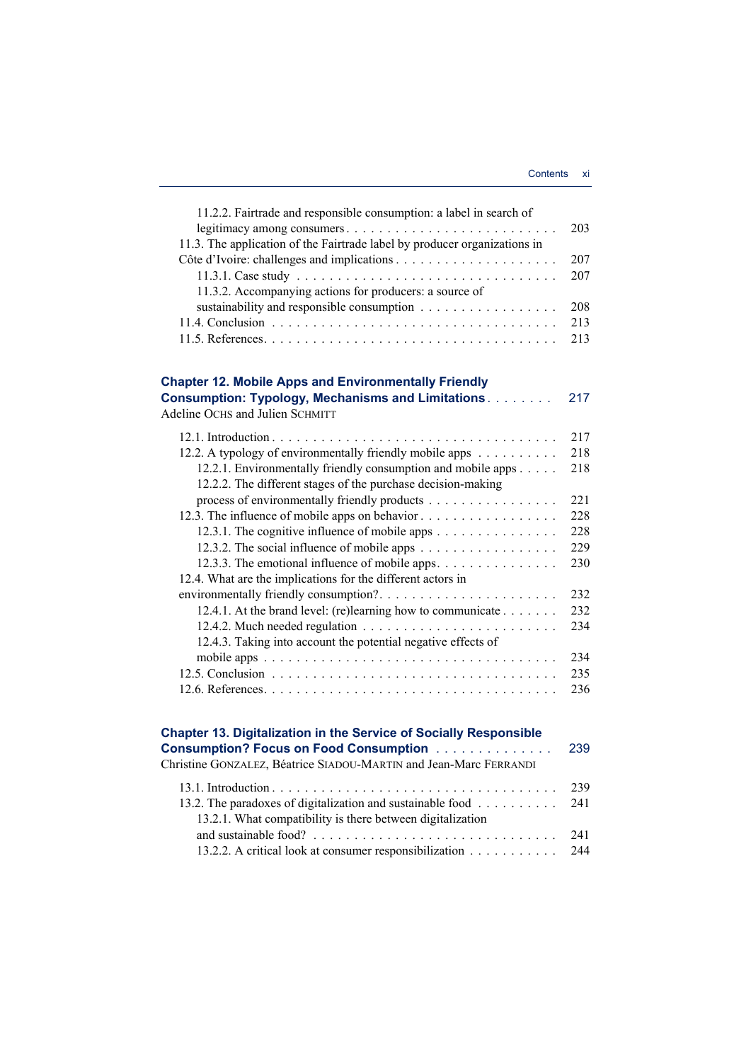11.2.2. Fairtrade and responsible consumption: a label in search of legitimacy among consumers . . . . . 203

11.3. The application of the Fairtrade label by producer organizations in Côte d'Ivoire: challenges and implications . . . . . 207

11.3.1. Case study . . . . . 207

11.3.2. Accompanying actions for producers: a source of sustainability and responsible consumption . . . . . 208

11.4. Conclusion . . . . . 213

11.5. References . . . . . 213

## Chapter 12. Mobile Apps and Environmentally Friendly Consumption: Typology, Mechanisms and Limitations . . . . . 217

Adeline OCHS and Julien SCHMITT

12.1. Introduction . . . . . 217

12.2. A typology of environmentally friendly mobile apps . . . . . 218

12.2.1. Environmentally friendly consumption and mobile apps . . . . . 218

12.2.2. The different stages of the purchase decision-making process of environmentally friendly products . . . . . 221

12.3. The influence of mobile apps on behavior . . . . . 228

12.3.1. The cognitive influence of mobile apps . . . . . 228

12.3.2. The social influence of mobile apps . . . . . 229

12.3.3. The emotional influence of mobile apps . . . . . 230

12.4. What are the implications for the different actors in environmentally friendly consumption? . . . . . 232

12.4.1. At the brand level: (re)learning how to communicate . . . . . 232

12.4.2. Much needed regulation . . . . . 234

12.4.3. Taking into account the potential negative effects of mobile apps . . . . . 234

12.5. Conclusion . . . . . 235

12.6. References . . . . . 236

## Chapter 13. Digitalization in the Service of Socially Responsible Consumption? Focus on Food Consumption . . . . . 239

Christine GONZALEZ, Béatrice SIADOU-MARTIN and Jean-Marc FERRANDI

13.1. Introduction . . . . . 239

13.2. The paradoxes of digitalization and sustainable food . . . . . 241

13.2.1. What compatibility is there between digitalization and sustainable food? . . . . . 241

13.2.2. A critical look at consumer responsibilization . . . . . 244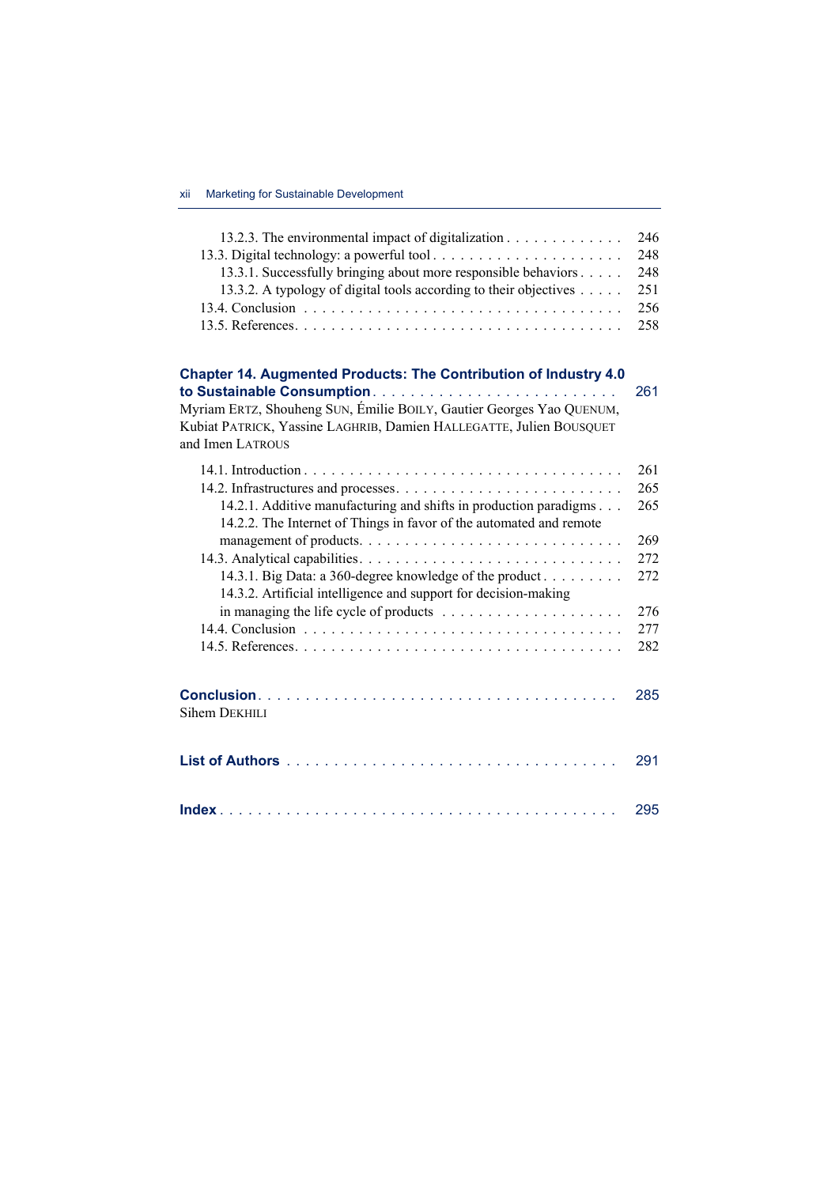13.2.3. The environmental impact of digitalization . . . . . . . . . . . . . 246

13.3. Digital technology: a powerful tool . . . . . . . . . . . . . . . . . . . . . 248

13.3.1. Successfully bringing about more responsible behaviors . . . . . 248

13.3.2. A typology of digital tools according to their objectives . . . . . 251

13.4. Conclusion . . . . . . . . . . . . . . . . . . . . . . . . . . . . . . . . . . 256

13.5. References. . . . . . . . . . . . . . . . . . . . . . . . . . . . . . . . . . 258

**Chapter 14. Augmented Products: The Contribution of Industry 4.0 to Sustainable Consumption** . . . . . . . . . . . . . . . . . . . . . . . . . 261

Myriam ERTZ, Shouheng SUN, Émilie BOILY, Gautier Georges Yao QUENUM, Kubiat PATRICK, Yassine LAGHRIB, Damien HALLEGATTE, Julien BOUSQUET and Imen LATROUS

14.1. Introduction . . . . . . . . . . . . . . . . . . . . . . . . . . . . . . . . . 261

14.2. Infrastructures and processes. . . . . . . . . . . . . . . . . . . . . . . . 265

14.2.1. Additive manufacturing and shifts in production paradigms . . . 265

14.2.2. The Internet of Things in favor of the automated and remote management of products. . . . . . . . . . . . . . . . . . . . . . . . . . 269

14.3. Analytical capabilities. . . . . . . . . . . . . . . . . . . . . . . . . . . . 272

14.3.1. Big Data: a 360-degree knowledge of the product . . . . . . . . . 272

14.3.2. Artificial intelligence and support for decision-making in managing the life cycle of products . . . . . . . . . . . . . . . . . . . . 276

14.4. Conclusion . . . . . . . . . . . . . . . . . . . . . . . . . . . . . . . . . . 277

14.5. References. . . . . . . . . . . . . . . . . . . . . . . . . . . . . . . . . . 282

**Conclusion**. . . . . . . . . . . . . . . . . . . . . . . . . . . . . . . . . . . . 285

Sihem DEKHILI

**List of Authors** . . . . . . . . . . . . . . . . . . . . . . . . . . . . . . . . . 291

**Index** . . . . . . . . . . . . . . . . . . . . . . . . . . . . . . . . . . . . . . . 295